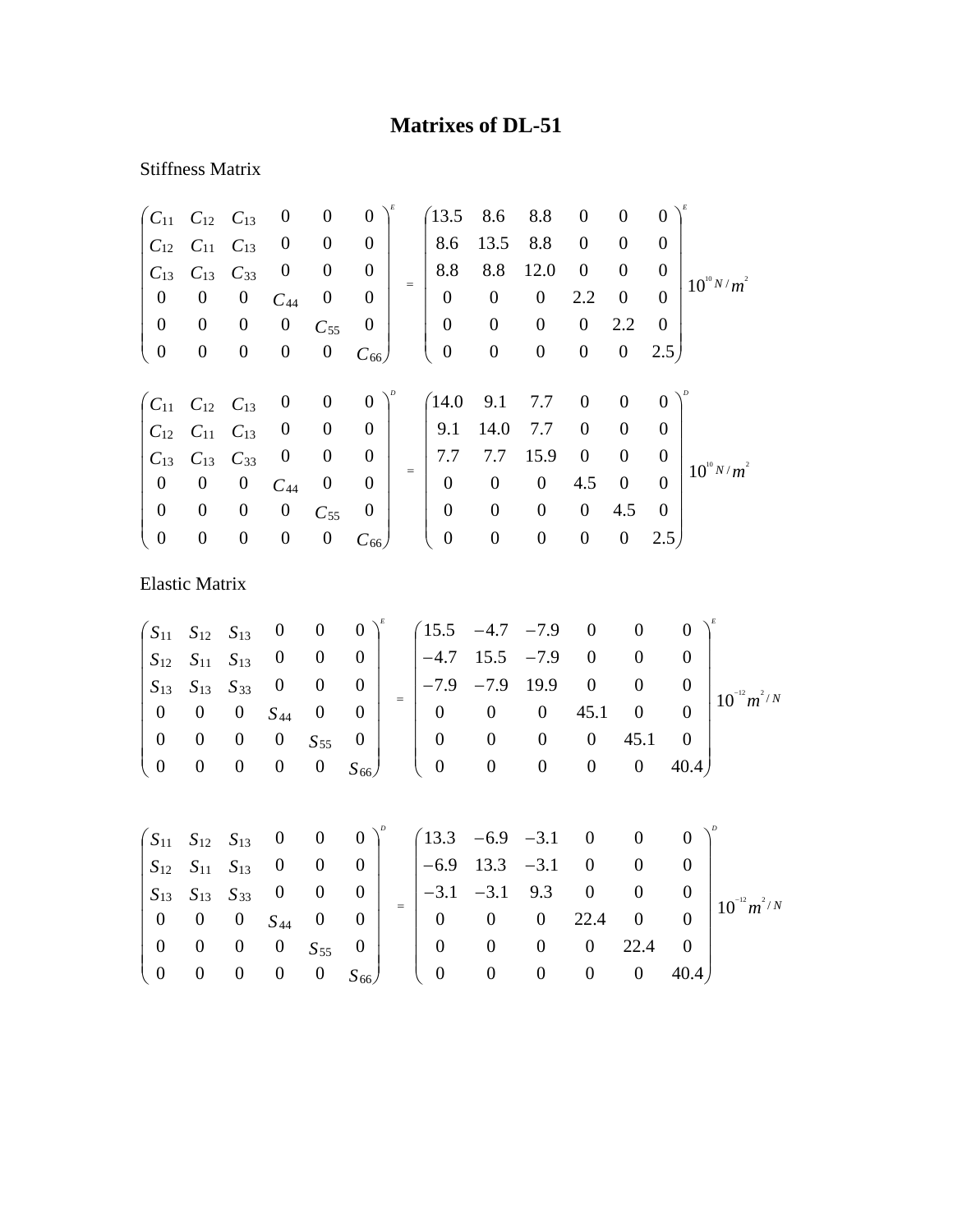# Matrixes of DL-51

Stiffness Matrix

$$
\begin{pmatrix}
C_{11} & C_{12} & C_{13} & 0 & 0 & 0 \\
C_{12} & C_{11} & C_{13} & 0 & 0 & 0 \\
C_{13} & C_{13} & C_{33} & 0 & 0 & 0 \\
0 & 0 & 0 & C_{44} & 0 & 0 \\
0 & 0 & 0 & 0 & C_{55} & 0 \\
0 & 0 & 0 & 0 & 0 & C_{66}
\end{pmatrix}^{E}
=
\begin{pmatrix}
13.5 & 8.6 & 8.8 & 0 & 0 & 0 \\
8.6 & 13.5 & 8.8 & 0 & 0 & 0 \\
8.8 & 8.8 & 12.0 & 0 & 0 & 0 \\
0 & 0 & 0 & 2.2 & 0 & 0 \\
0 & 0 & 0 & 0 & 2.2 & 0 \\
0 & 0 & 0 & 0 & 0 & 2.5
\end{pmatrix}^{E}
10^{10} N/m^{2}
$$

$$
\begin{pmatrix}
C_{11} & C_{12} & C_{13} & 0 & 0 & 0 \\
C_{12} & C_{11} & C_{13} & 0 & 0 & 0 \\
C_{13} & C_{13} & C_{33} & 0 & 0 & 0 \\
0 & 0 & 0 & C_{44} & 0 & 0 \\
0 & 0 & 0 & 0 & C_{55} & 0 \\
0 & 0 & 0 & 0 & 0 & C_{66}
\end{pmatrix}^{D}
=
\begin{pmatrix}
14.0 & 9.1 & 7.7 & 0 & 0 & 0 \\
9.1 & 14.0 & 7.7 & 0 & 0 & 0 \\
7.7 & 7.7 & 15.9 & 0 & 0 & 0 \\
0 & 0 & 0 & 4.5 & 0 & 0 \\
0 & 0 & 0 & 0 & 4.5 & 0 \\
0 & 0 & 0 & 0 & 0 & 2.5
\end{pmatrix}^{D}
10^{10} N/m^{2}
$$

Elastic Matrix

$$
\begin{pmatrix}
S_{11} & S_{12} & S_{13} & 0 & 0 & 0 \\
S_{12} & S_{11} & S_{13} & 0 & 0 & 0 \\
S_{13} & S_{13} & S_{33} & 0 & 0 & 0 \\
0 & 0 & 0 & S_{44} & 0 & 0 \\
0 & 0 & 0 & 0 & S_{55} & 0 \\
0 & 0 & 0 & 0 & 0 & S_{66}
\end{pmatrix}^{E}
=
\begin{pmatrix}
15.5 & -4.7 & -7.9 & 0 & 0 & 0 \\
-4.7 & 15.5 & -7.9 & 0 & 0 & 0 \\
-7.9 & -7.9 & 19.9 & 0 & 0 & 0 \\
0 & 0 & 0 & 45.1 & 0 & 0 \\
0 & 0 & 0 & 0 & 45.1 & 0 \\
0 & 0 & 0 & 0 & 0 & 40.4
\end{pmatrix}^{E}
10^{-12} m^{2}/N
$$

$$
\begin{pmatrix}
S_{11} & S_{12} & S_{13} & 0 & 0 & 0 \\
S_{12} & S_{11} & S_{13} & 0 & 0 & 0 \\
S_{13} & S_{13} & S_{33} & 0 & 0 & 0 \\
0 & 0 & 0 & S_{44} & 0 & 0 \\
0 & 0 & 0 & 0 & S_{55} & 0 \\
0 & 0 & 0 & 0 & 0 & S_{66}
\end{pmatrix}^{D}
=
\begin{pmatrix}
13.3 & -6.9 & -3.1 & 0 & 0 & 0 \\
-6.9 & 13.3 & -3.1 & 0 & 0 & 0 \\
-3.1 & -3.1 & 9.3 & 0 & 0 & 0 \\
0 & 0 & 0 & 22.4 & 0 & 0 \\
0 & 0 & 0 & 0 & 22.4 & 0 \\
0 & 0 & 0 & 0 & 0 & 40.4
\end{pmatrix}^{D}
10^{-12} m^{2}/N
$$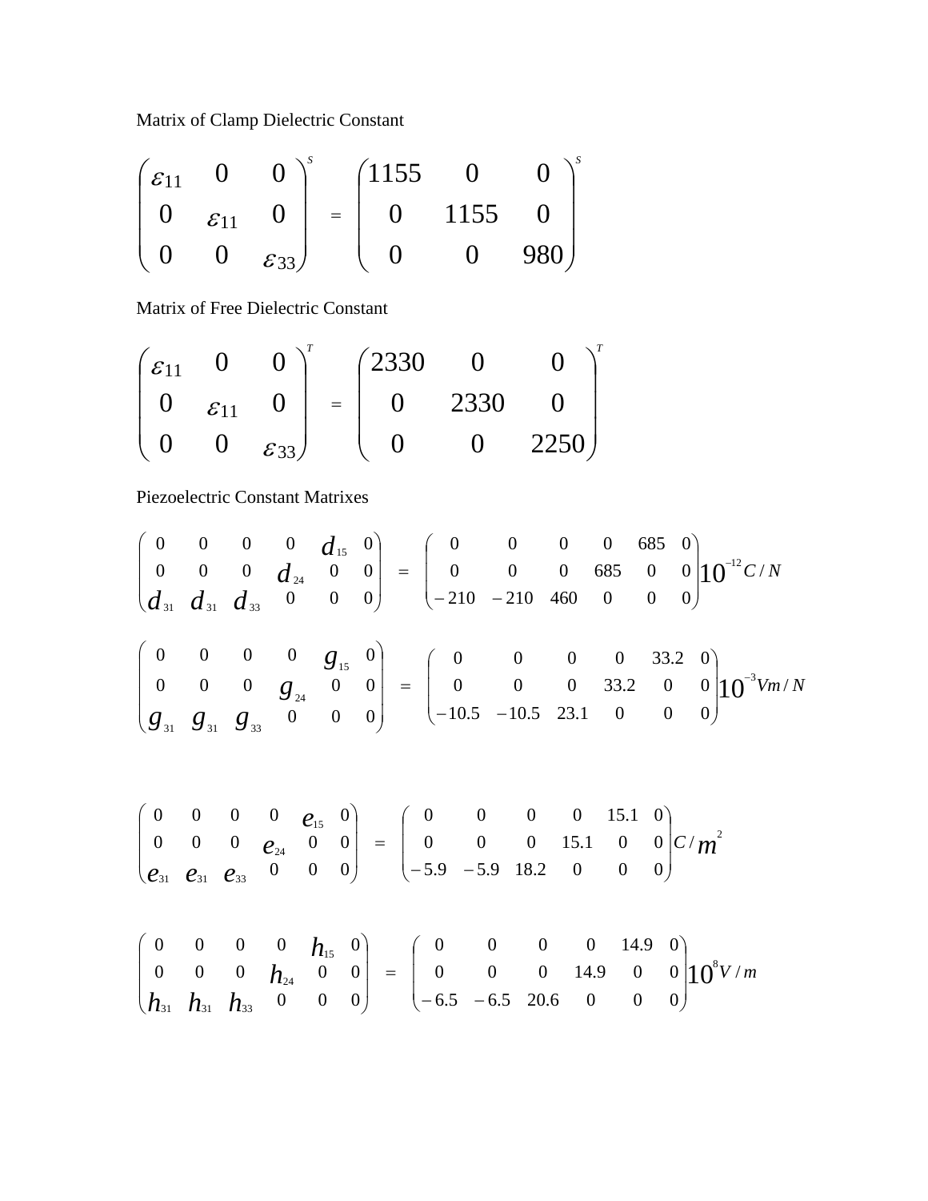Matrix of Clamp Dielectric Constant

$$\begin{pmatrix} \varepsilon_{11} & 0 & 0 \\ 0 & \varepsilon_{11} & 0 \\ 0 & 0 & \varepsilon_{33} \end{pmatrix}^S = \begin{pmatrix} 1155 & 0 & 0 \\ 0 & 1155 & 0 \\ 0 & 0 & 980 \end{pmatrix}^S$$

Matrix of Free Dielectric Constant

$$\begin{pmatrix} \varepsilon_{11} & 0 & 0 \\ 0 & \varepsilon_{11} & 0 \\ 0 & 0 & \varepsilon_{33} \end{pmatrix}^T = \begin{pmatrix} 2330 & 0 & 0 \\ 0 & 2330 & 0 \\ 0 & 0 & 2250 \end{pmatrix}^T$$

Piezoelectric Constant Matrixes

$$\begin{pmatrix} 0 & 0 & 0 & 0 & d_{15} & 0 \\ 0 & 0 & 0 & d_{24} & 0 & 0 \\ d_{31} & d_{31} & d_{33} & 0 & 0 & 0 \end{pmatrix} = \begin{pmatrix} 0 & 0 & 0 & 0 & 685 & 0 \\ 0 & 0 & 0 & 685 & 0 & 0 \\ -210 & -210 & 460 & 0 & 0 & 0 \end{pmatrix} 10^{-12} C/N$$

$$\begin{pmatrix} 0 & 0 & 0 & 0 & g_{15} & 0 \\ 0 & 0 & 0 & g_{24} & 0 & 0 \\ g_{31} & g_{31} & g_{33} & 0 & 0 & 0 \end{pmatrix} = \begin{pmatrix} 0 & 0 & 0 & 0 & 33.2 & 0 \\ 0 & 0 & 0 & 33.2 & 0 & 0 \\ -10.5 & -10.5 & 23.1 & 0 & 0 & 0 \end{pmatrix} 10^{-3} Vm/N$$

$$\begin{pmatrix} 0 & 0 & 0 & 0 & e_{15} & 0 \\ 0 & 0 & 0 & e_{24} & 0 & 0 \\ e_{31} & e_{31} & e_{33} & 0 & 0 & 0 \end{pmatrix} = \begin{pmatrix} 0 & 0 & 0 & 0 & 15.1 & 0 \\ 0 & 0 & 0 & 15.1 & 0 & 0 \\ -5.9 & -5.9 & 18.2 & 0 & 0 & 0 \end{pmatrix} C/m^2$$

$$\begin{pmatrix} 0 & 0 & 0 & 0 & h_{15} & 0 \\ 0 & 0 & 0 & h_{24} & 0 & 0 \\ h_{31} & h_{31} & h_{33} & 0 & 0 & 0 \end{pmatrix} = \begin{pmatrix} 0 & 0 & 0 & 0 & 14.9 & 0 \\ 0 & 0 & 0 & 14.9 & 0 & 0 \\ -6.5 & -6.5 & 20.6 & 0 & 0 & 0 \end{pmatrix} 10^{8} V/m$$